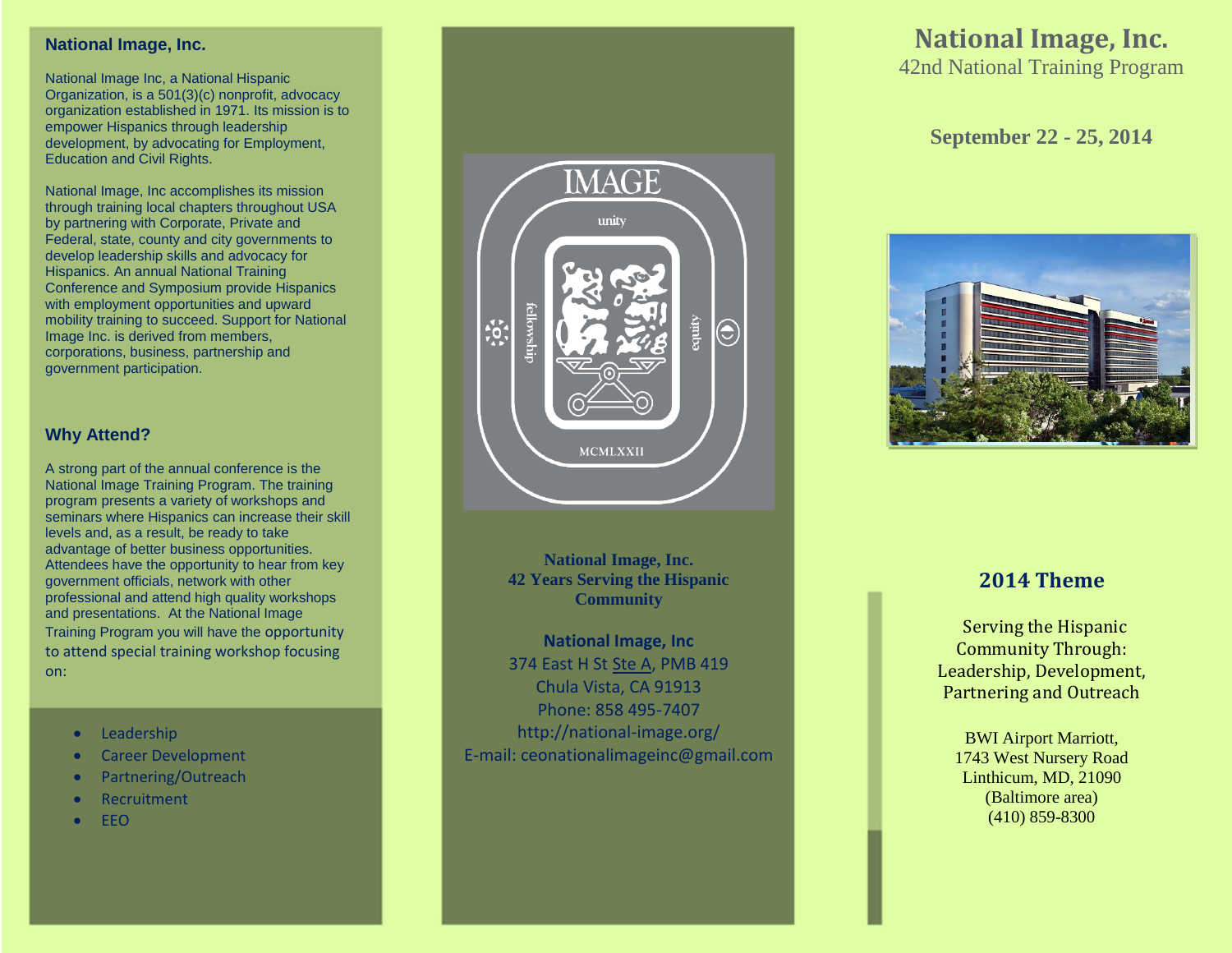## National Image, Inc.

National Image Inc, a National Hispanic Organization, is a 501(3)(c) nonprofit, advocacy organization established in 1971. Its mission is to empower Hispanics through leadership development, by advocating for Employment, Education and Civil Rights.

National Image, Inc accomplishes its mission through training local chapters throughout USA by partnering with Corporate, Private and Federal, state, county and city governments to develop leadership skills and advocacy for Hispanics. An annual National Training Conference and Symposium provide Hispanics with employment opportunities and upward mobility training to succeed. Support for National Image Inc. is derived from members, corporations, business, partnership and government participation.

## Why Attend?

A strong part of the annual conference is the National Image Training Program. The training program presents a variety of workshops and seminars where Hispanics can increase their skill levels and, as a result, be ready to take advantage of better business opportunities. Attendees have the opportunity to hear from key government officials, network with other professional and attend high quality workshops and presentations. At the National Image Training Program you will have the opportunity to attend special training workshop focusing on:

- Leadership
- Career Development
- Partnering/Outreach
- Recruitment
- EEO

IMAGE

unity

fellowship

equity

MCMLXXII

**National Image, Inc.**
**42 Years Serving the Hispanic Community**

**National Image, Inc**
374 East H St Ste A, PMB 419
Chula Vista, CA 91913
Phone: 858 495-7407
http://national-image.org/
E-mail: ceonationalimageinc@gmail.com

# National Image, Inc.

42nd National Training Program

**September 22 - 25, 2014**

## 2014 Theme

Serving the Hispanic Community Through: Leadership, Development, Partnering and Outreach

BWI Airport Marriott,
1743 West Nursery Road
Linthicum, MD, 21090
(Baltimore area)
(410) 859-8300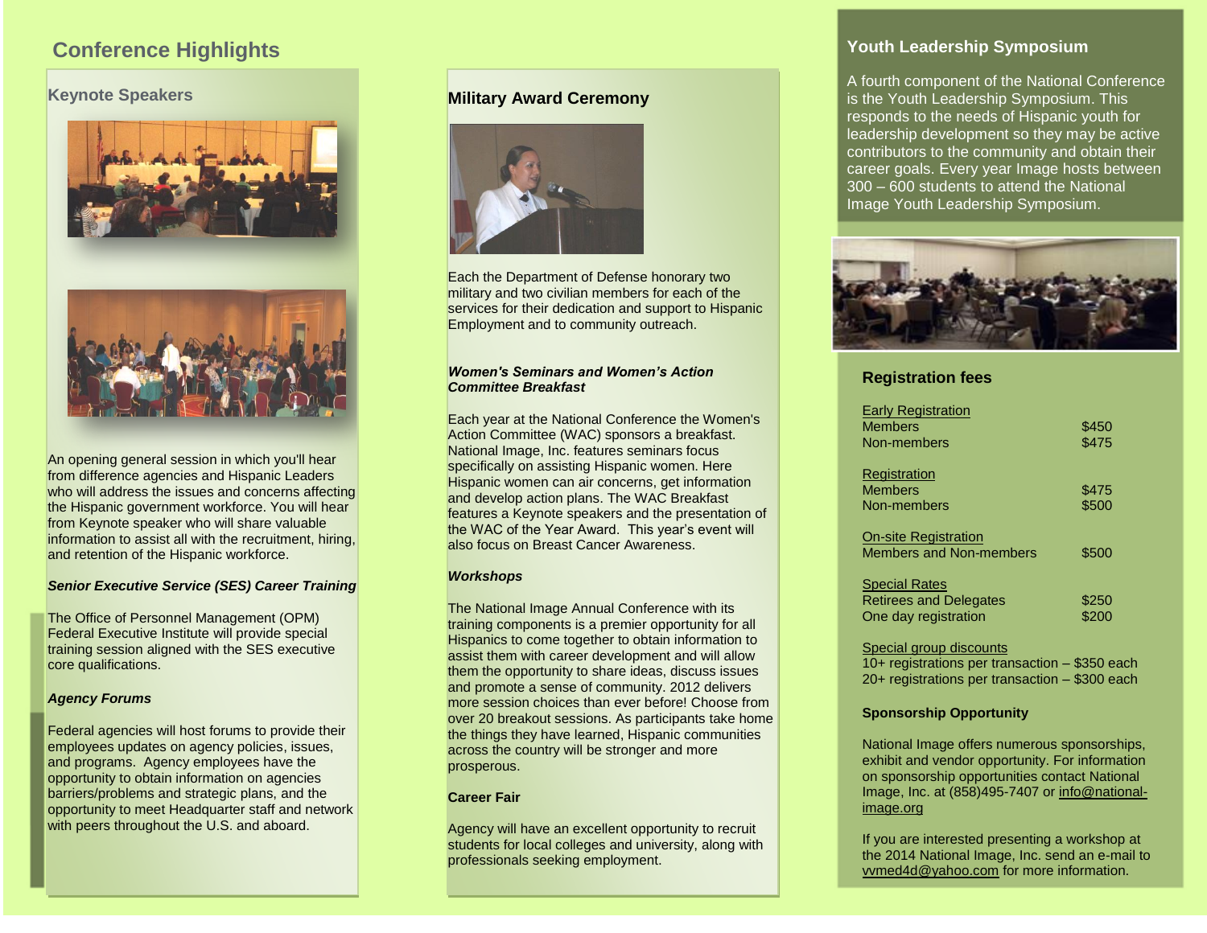## Conference Highlights

### Keynote Speakers

An opening general session in which you'll hear from difference agencies and Hispanic Leaders who will address the issues and concerns affecting the Hispanic government workforce. You will hear from Keynote speaker who will share valuable information to assist all with the recruitment, hiring, and retention of the Hispanic workforce.

***Senior Executive Service (SES) Career Training***

The Office of Personnel Management (OPM) Federal Executive Institute will provide special training session aligned with the SES executive core qualifications.

***Agency Forums***

Federal agencies will host forums to provide their employees updates on agency policies, issues, and programs. Agency employees have the opportunity to obtain information on agencies barriers/problems and strategic plans, and the opportunity to meet Headquarter staff and network with peers throughout the U.S. and aboard.

### Military Award Ceremony

Each the Department of Defense honorary two military and two civilian members for each of the services for their dedication and support to Hispanic Employment and to community outreach.

***Women's Seminars and Women's Action Committee Breakfast***

Each year at the National Conference the Women's Action Committee (WAC) sponsors a breakfast. National Image, Inc. features seminars focus specifically on assisting Hispanic women. Here Hispanic women can air concerns, get information and develop action plans. The WAC Breakfast features a Keynote speakers and the presentation of the WAC of the Year Award. This year's event will also focus on Breast Cancer Awareness.

***Workshops***

The National Image Annual Conference with its training components is a premier opportunity for all Hispanics to come together to obtain information to assist them with career development and will allow them the opportunity to share ideas, discuss issues and promote a sense of community. 2012 delivers more session choices than ever before! Choose from over 20 breakout sessions. As participants take home the things they have learned, Hispanic communities across the country will be stronger and more prosperous.

**Career Fair**

Agency will have an excellent opportunity to recruit students for local colleges and university, along with professionals seeking employment.

### Youth Leadership Symposium

A fourth component of the National Conference is the Youth Leadership Symposium. This responds to the needs of Hispanic youth for leadership development so they may be active contributors to the community and obtain their career goals. Every year Image hosts between 300 – 600 students to attend the National Image Youth Leadership Symposium.

### Registration fees

| | |
|---|---|
| Early Registration | |
| Members | $450 |
| Non-members | $475 |
| Registration | |
| Members | $475 |
| Non-members | $500 |
| On-site Registration | |
| Members and Non-members | $500 |
| Special Rates | |
| Retirees and Delegates | $250 |
| One day registration | $200 |

Special group discounts
10+ registrations per transaction – $350 each
20+ registrations per transaction – $300 each

**Sponsorship Opportunity**

National Image offers numerous sponsorships, exhibit and vendor opportunity. For information on sponsorship opportunities contact National Image, Inc. at (858)495-7407 or info@national-image.org

If you are interested presenting a workshop at the 2014 National Image, Inc. send an e-mail to vvmed4d@yahoo.com for more information.